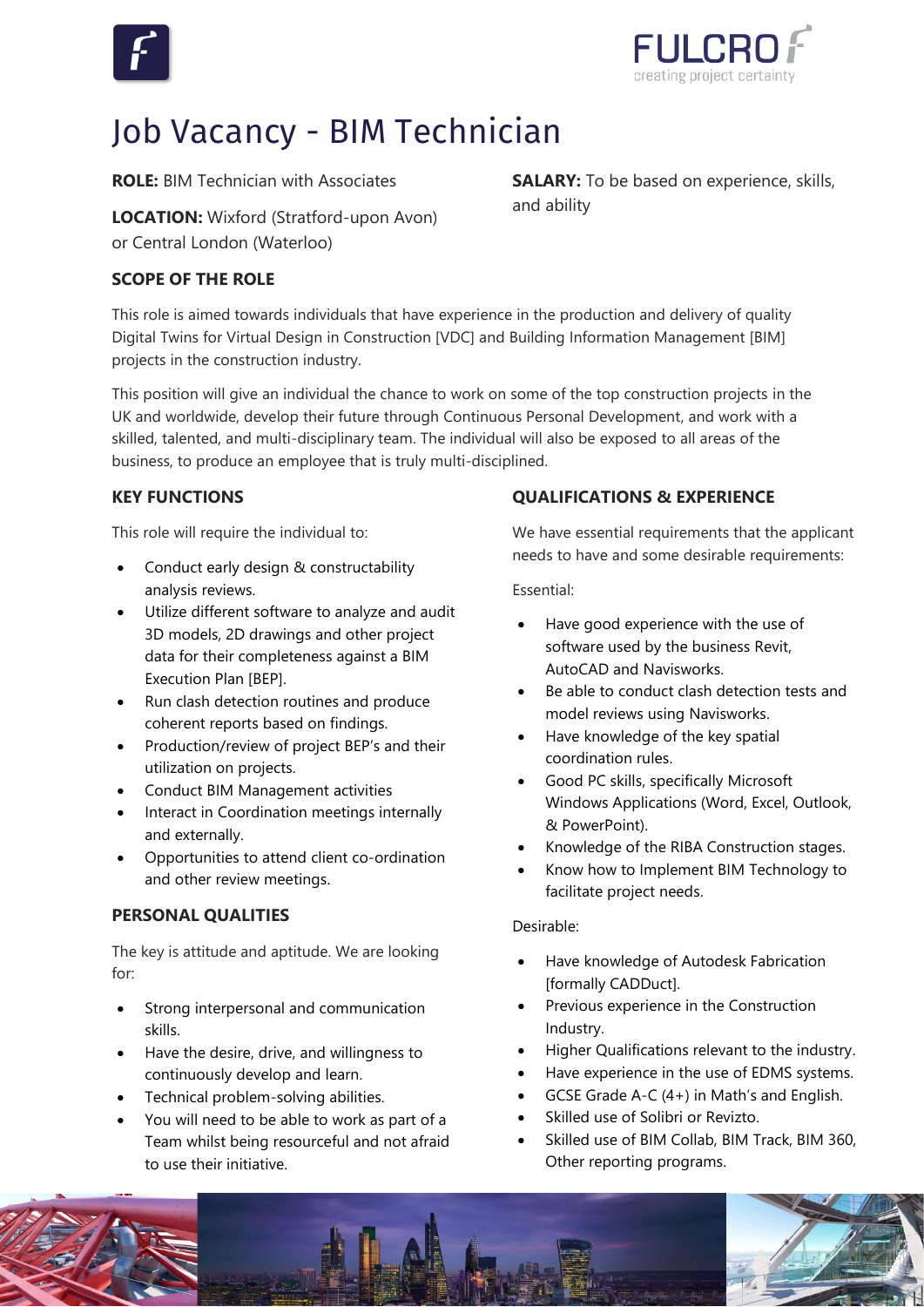# Job Vacancy - BIM Technician

**ROLE:** BIM Technician with Associates

**LOCATION:** Wixford (Stratford-upon Avon) or Central London (Waterloo)

**SALARY:** To be based on experience, skills, and ability

## SCOPE OF THE ROLE

This role is aimed towards individuals that have experience in the production and delivery of quality Digital Twins for Virtual Design in Construction [VDC] and Building Information Management [BIM] projects in the construction industry.

This position will give an individual the chance to work on some of the top construction projects in the UK and worldwide, develop their future through Continuous Personal Development, and work with a skilled, talented, and multi-disciplinary team. The individual will also be exposed to all areas of the business, to produce an employee that is truly multi-disciplined.

## KEY FUNCTIONS

This role will require the individual to:

- Conduct early design & constructability analysis reviews.
- Utilize different software to analyze and audit 3D models, 2D drawings and other project data for their completeness against a BIM Execution Plan [BEP].
- Run clash detection routines and produce coherent reports based on findings.
- Production/review of project BEP's and their utilization on projects.
- Conduct BIM Management activities
- Interact in Coordination meetings internally and externally.
- Opportunities to attend client co-ordination and other review meetings.

## PERSONAL QUALITIES

The key is attitude and aptitude. We are looking for:

- Strong interpersonal and communication skills.
- Have the desire, drive, and willingness to continuously develop and learn.
- Technical problem-solving abilities.
- You will need to be able to work as part of a Team whilst being resourceful and not afraid to use their initiative.

## QUALIFICATIONS & EXPERIENCE

We have essential requirements that the applicant needs to have and some desirable requirements:

Essential:

- Have good experience with the use of software used by the business Revit, AutoCAD and Navisworks.
- Be able to conduct clash detection tests and model reviews using Navisworks.
- Have knowledge of the key spatial coordination rules.
- Good PC skills, specifically Microsoft Windows Applications (Word, Excel, Outlook, & PowerPoint).
- Knowledge of the RIBA Construction stages.
- Know how to Implement BIM Technology to facilitate project needs.

Desirable:

- Have knowledge of Autodesk Fabrication [formally CADDuct].
- Previous experience in the Construction Industry.
- Higher Qualifications relevant to the industry.
- Have experience in the use of EDMS systems.
- GCSE Grade A-C (4+) in Math's and English.
- Skilled use of Solibri or Revizto.
- Skilled use of BIM Collab, BIM Track, BIM 360, Other reporting programs.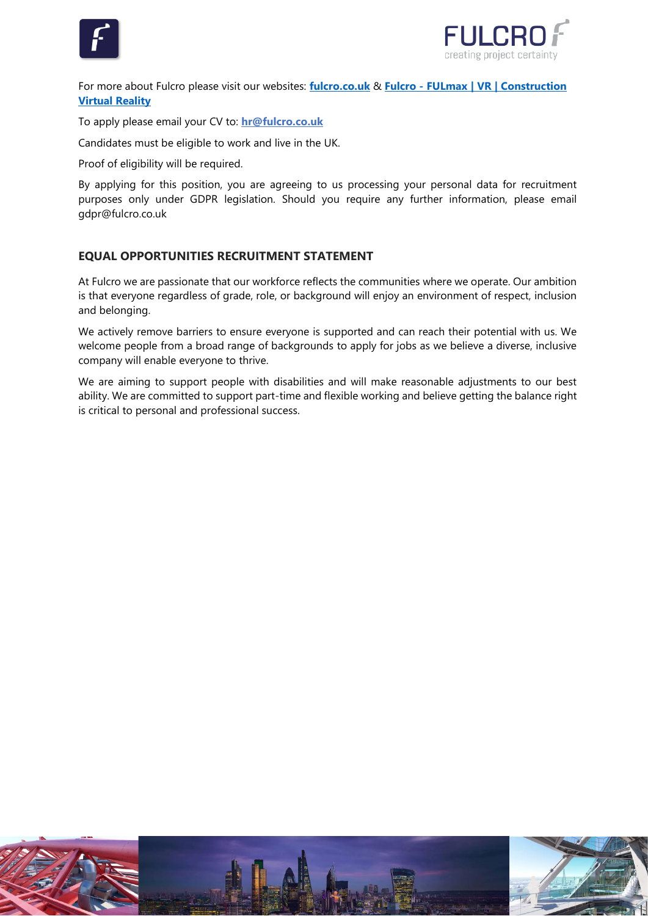For more about Fulcro please visit our websites: **fulcro.co.uk** & **Fulcro - FULmax | VR | Construction Virtual Reality**

To apply please email your CV to: **hr@fulcro.co.uk**

Candidates must be eligible to work and live in the UK.

Proof of eligibility will be required.

By applying for this position, you are agreeing to us processing your personal data for recruitment purposes only under GDPR legislation. Should you require any further information, please email gdpr@fulcro.co.uk

## EQUAL OPPORTUNITIES RECRUITMENT STATEMENT

At Fulcro we are passionate that our workforce reflects the communities where we operate. Our ambition is that everyone regardless of grade, role, or background will enjoy an environment of respect, inclusion and belonging.

We actively remove barriers to ensure everyone is supported and can reach their potential with us. We welcome people from a broad range of backgrounds to apply for jobs as we believe a diverse, inclusive company will enable everyone to thrive.

We are aiming to support people with disabilities and will make reasonable adjustments to our best ability. We are committed to support part-time and flexible working and believe getting the balance right is critical to personal and professional success.